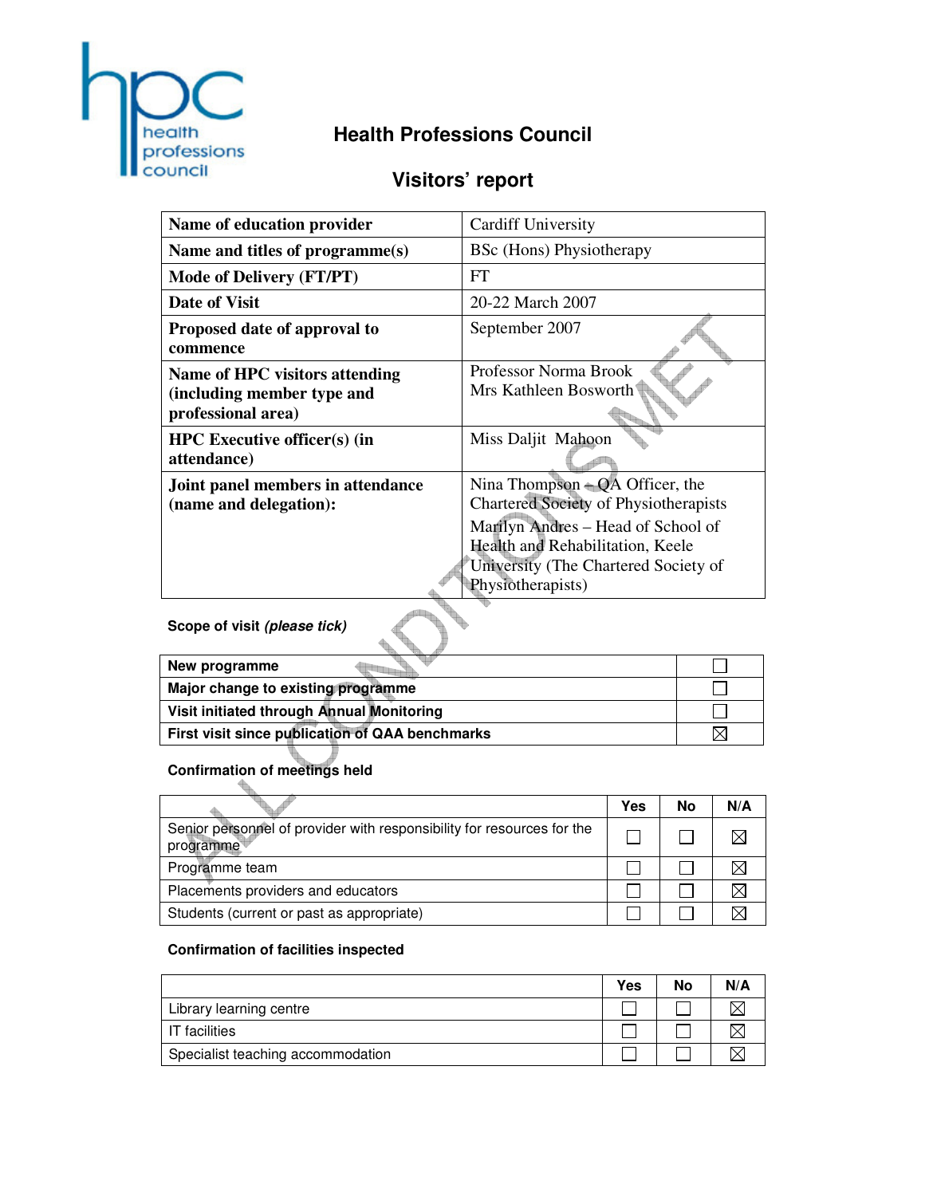# Health Professions Council

## Visitors' report

| Name of education provider | Cardiff University |
|---|---|
| Name and titles of programme(s) | BSc (Hons) Physiotherapy |
| Mode of Delivery (FT/PT) | FT |
| Date of Visit | 20-22 March 2007 |
| Proposed date of approval to commence | September 2007 |
| Name of HPC visitors attending (including member type and professional area) | Professor Norma Brook<br>Mrs Kathleen Bosworth |
| HPC Executive officer(s) (in attendance) | Miss Daljit Mahoon |
| Joint panel members in attendance (name and delegation): | Nina Thompson – QA Officer, the Chartered Society of Physiotherapists<br>Marilyn Andres – Head of School of Health and Rehabilitation, Keele University (The Chartered Society of Physiotherapists) |

**Scope of visit *(please tick)***

| | |
|---|---|
| New programme | ☐ |
| Major change to existing programme | ☐ |
| Visit initiated through Annual Monitoring | ☐ |
| First visit since publication of QAA benchmarks | ☒ |

**Confirmation of meetings held**

| | Yes | No | N/A |
|---|---|---|---|
| Senior personnel of provider with responsibility for resources for the programme | ☐ | ☐ | ☒ |
| Programme team | ☐ | ☐ | ☒ |
| Placements providers and educators | ☐ | ☐ | ☒ |
| Students (current or past as appropriate) | ☐ | ☐ | ☒ |

**Confirmation of facilities inspected**

| | Yes | No | N/A |
|---|---|---|---|
| Library learning centre | ☐ | ☐ | ☒ |
| IT facilities | ☐ | ☐ | ☒ |
| Specialist teaching accommodation | ☐ | ☐ | ☒ |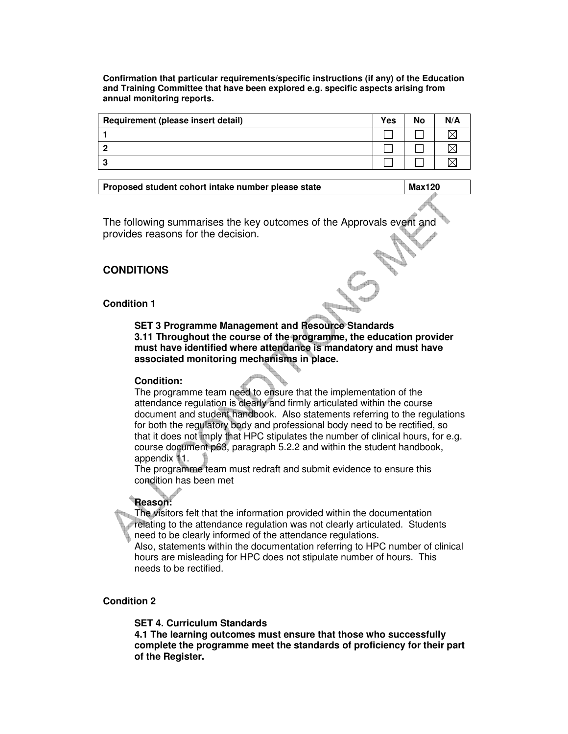**Confirmation that particular requirements/specific instructions (if any) of the Education and Training Committee that have been explored e.g. specific aspects arising from annual monitoring reports.**

| Requirement (please insert detail) | Yes | No | N/A |
|---|---|---|---|
| 1 | ☐ | ☐ | ☒ |
| 2 | ☐ | ☐ | ☒ |
| 3 | ☐ | ☐ | ☒ |

| Proposed student cohort intake number please state | Max120 |
|---|---|

The following summarises the key outcomes of the Approvals event and provides reasons for the decision.

## CONDITIONS

### Condition 1

**SET 3 Programme Management and Resource Standards**
**3.11 Throughout the course of the programme, the education provider must have identified where attendance is mandatory and must have associated monitoring mechanisms in place.**

**Condition:**
The programme team need to ensure that the implementation of the attendance regulation is clearly and firmly articulated within the course document and student handbook. Also statements referring to the regulations for both the regulatory body and professional body need to be rectified, so that it does not imply that HPC stipulates the number of clinical hours, for e.g. course document p63, paragraph 5.2.2 and within the student handbook, appendix 11.
The programme team must redraft and submit evidence to ensure this condition has been met

**Reason:**
The visitors felt that the information provided within the documentation relating to the attendance regulation was not clearly articulated. Students need to be clearly informed of the attendance regulations.
Also, statements within the documentation referring to HPC number of clinical hours are misleading for HPC does not stipulate number of hours. This needs to be rectified.

### Condition 2

**SET 4. Curriculum Standards**
**4.1 The learning outcomes must ensure that those who successfully complete the programme meet the standards of proficiency for their part of the Register.**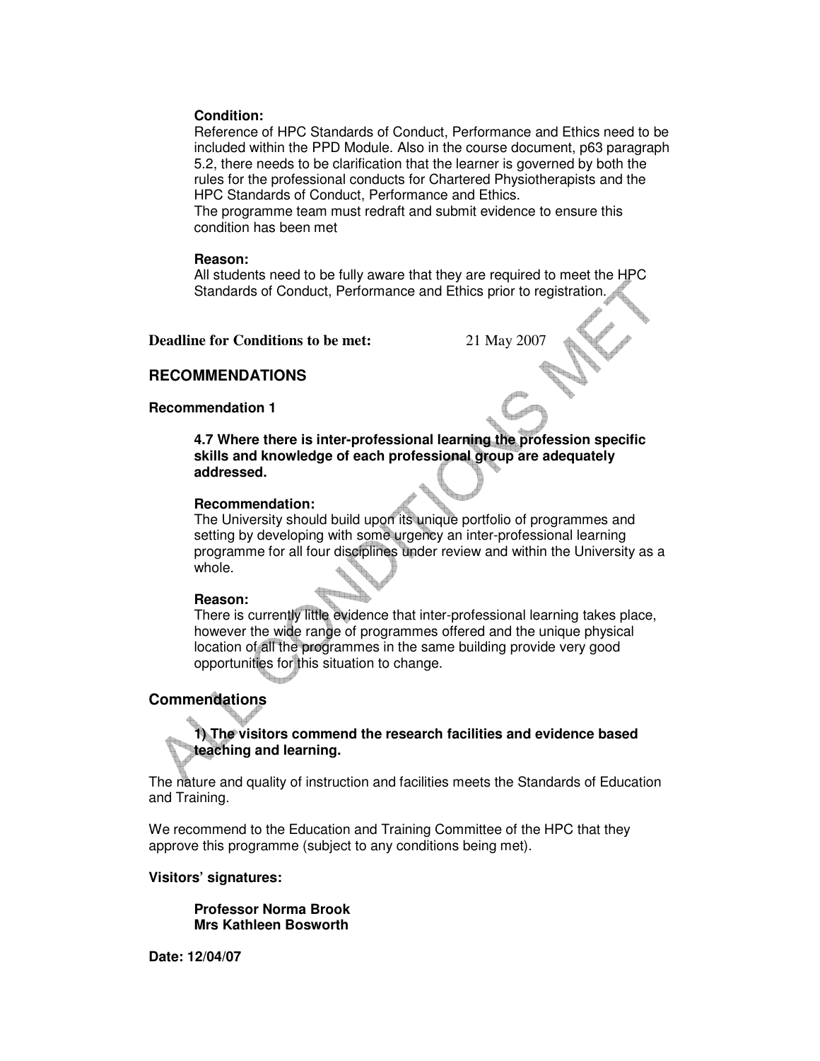**Condition:**
Reference of HPC Standards of Conduct, Performance and Ethics need to be included within the PPD Module. Also in the course document, p63 paragraph 5.2, there needs to be clarification that the learner is governed by both the rules for the professional conducts for Chartered Physiotherapists and the HPC Standards of Conduct, Performance and Ethics.
The programme team must redraft and submit evidence to ensure this condition has been met

**Reason:**
All students need to be fully aware that they are required to meet the HPC Standards of Conduct, Performance and Ethics prior to registration.

**Deadline for Conditions to be met:** 21 May 2007

## RECOMMENDATIONS

**Recommendation 1**

**4.7 Where there is inter-professional learning the profession specific skills and knowledge of each professional group are adequately addressed.**

**Recommendation:**
The University should build upon its unique portfolio of programmes and setting by developing with some urgency an inter-professional learning programme for all four disciplines under review and within the University as a whole.

**Reason:**
There is currently little evidence that inter-professional learning takes place, however the wide range of programmes offered and the unique physical location of all the programmes in the same building provide very good opportunities for this situation to change.

## Commendations

**1) The visitors commend the research facilities and evidence based teaching and learning.**

The nature and quality of instruction and facilities meets the Standards of Education and Training.

We recommend to the Education and Training Committee of the HPC that they approve this programme (subject to any conditions being met).

**Visitors' signatures:**

**Professor Norma Brook**
**Mrs Kathleen Bosworth**

**Date: 12/04/07**

ALL CONDITIONS MET